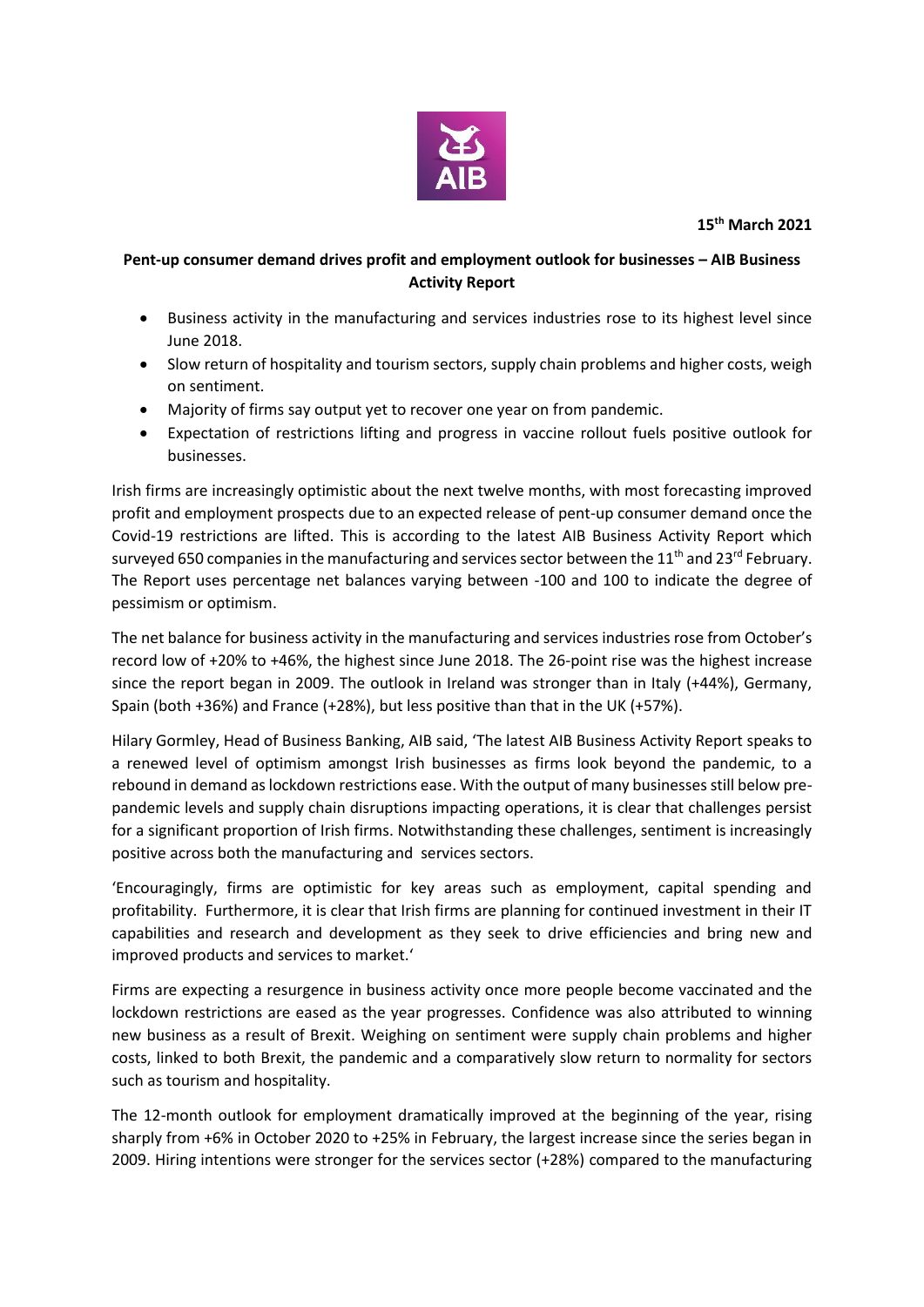**15th March 2021**

**Pent-up consumer demand drives profit and employment outlook for businesses – AIB Business Activity Report**

- Business activity in the manufacturing and services industries rose to its highest level since June 2018.
- Slow return of hospitality and tourism sectors, supply chain problems and higher costs, weigh on sentiment.
- Majority of firms say output yet to recover one year on from pandemic.
- Expectation of restrictions lifting and progress in vaccine rollout fuels positive outlook for businesses.

Irish firms are increasingly optimistic about the next twelve months, with most forecasting improved profit and employment prospects due to an expected release of pent-up consumer demand once the Covid-19 restrictions are lifted. This is according to the latest AIB Business Activity Report which surveyed 650 companies in the manufacturing and services sector between the 11th and 23rd February. The Report uses percentage net balances varying between -100 and 100 to indicate the degree of pessimism or optimism.

The net balance for business activity in the manufacturing and services industries rose from October's record low of +20% to +46%, the highest since June 2018. The 26-point rise was the highest increase since the report began in 2009. The outlook in Ireland was stronger than in Italy (+44%), Germany, Spain (both +36%) and France (+28%), but less positive than that in the UK (+57%).

Hilary Gormley, Head of Business Banking, AIB said, 'The latest AIB Business Activity Report speaks to a renewed level of optimism amongst Irish businesses as firms look beyond the pandemic, to a rebound in demand as lockdown restrictions ease. With the output of many businesses still below pre-pandemic levels and supply chain disruptions impacting operations, it is clear that challenges persist for a significant proportion of Irish firms. Notwithstanding these challenges, sentiment is increasingly positive across both the manufacturing and services sectors.

'Encouragingly, firms are optimistic for key areas such as employment, capital spending and profitability. Furthermore, it is clear that Irish firms are planning for continued investment in their IT capabilities and research and development as they seek to drive efficiencies and bring new and improved products and services to market.'

Firms are expecting a resurgence in business activity once more people become vaccinated and the lockdown restrictions are eased as the year progresses. Confidence was also attributed to winning new business as a result of Brexit. Weighing on sentiment were supply chain problems and higher costs, linked to both Brexit, the pandemic and a comparatively slow return to normality for sectors such as tourism and hospitality.

The 12-month outlook for employment dramatically improved at the beginning of the year, rising sharply from +6% in October 2020 to +25% in February, the largest increase since the series began in 2009. Hiring intentions were stronger for the services sector (+28%) compared to the manufacturing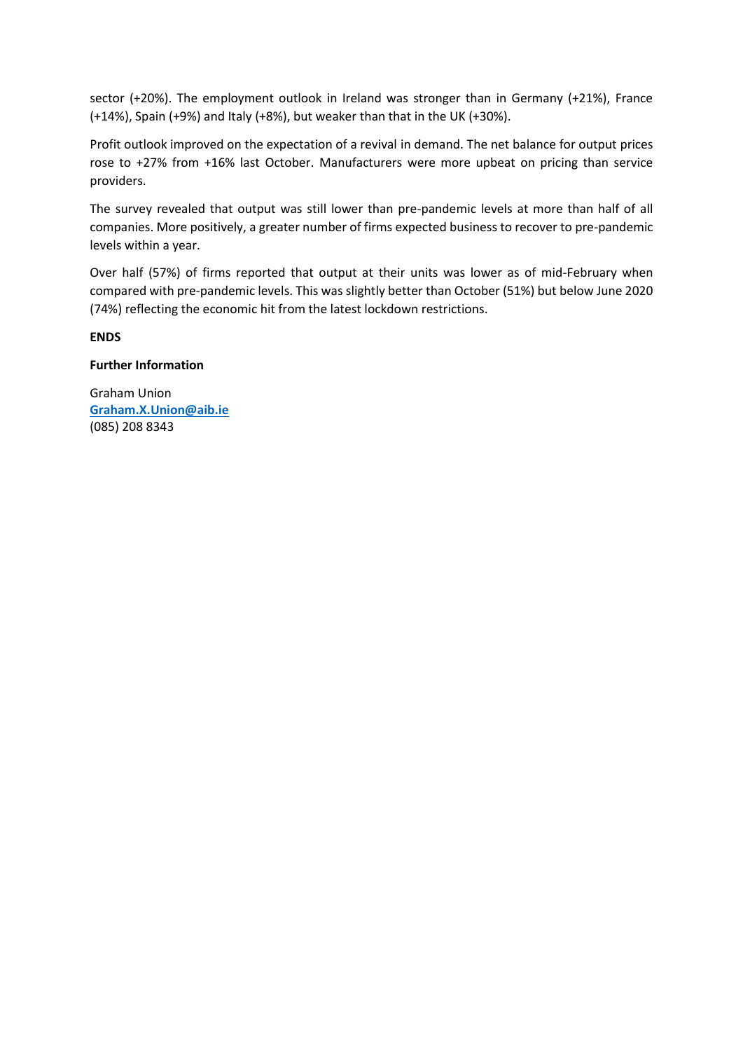sector (+20%). The employment outlook in Ireland was stronger than in Germany (+21%), France (+14%), Spain (+9%) and Italy (+8%), but weaker than that in the UK (+30%).

Profit outlook improved on the expectation of a revival in demand. The net balance for output prices rose to +27% from +16% last October. Manufacturers were more upbeat on pricing than service providers.

The survey revealed that output was still lower than pre-pandemic levels at more than half of all companies. More positively, a greater number of firms expected business to recover to pre-pandemic levels within a year.

Over half (57%) of firms reported that output at their units was lower as of mid-February when compared with pre-pandemic levels. This was slightly better than October (51%) but below June 2020 (74%) reflecting the economic hit from the latest lockdown restrictions.

**ENDS**

**Further Information**

Graham Union
**Graham.X.Union@aib.ie**
(085) 208 8343